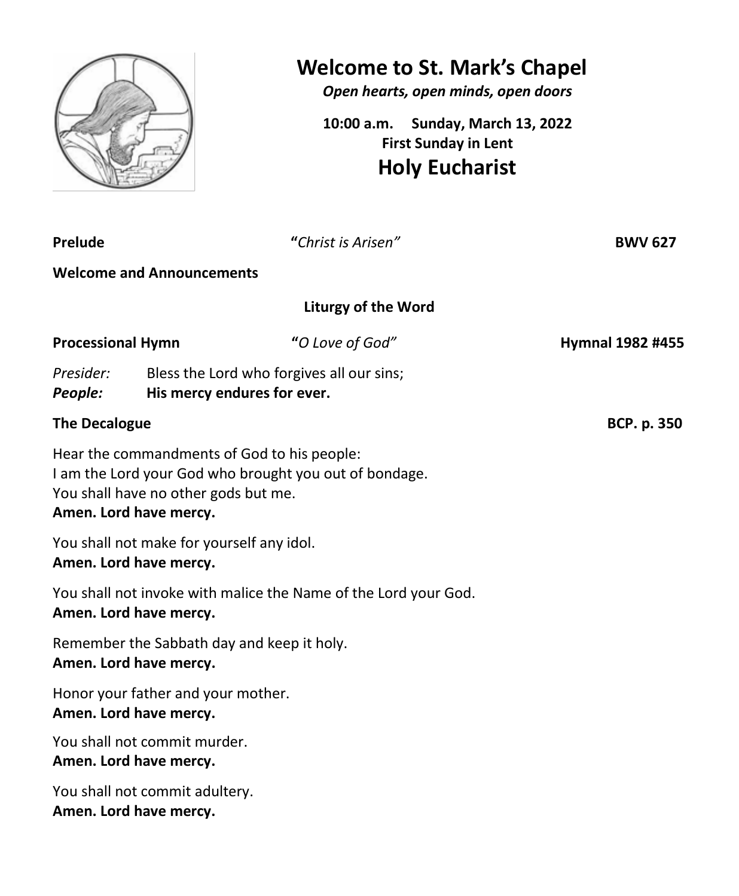# Welcome to St. Mark's Chapel

***Open hearts, open minds, open doors***

**10:00 a.m. Sunday, March 13, 2022**

**First Sunday in Lent**

## Holy Eucharist

**Prelude** "*Christ is Arisen*" **BWV 627**

**Welcome and Announcements**

### Liturgy of the Word

**Processional Hymn** "*O Love of God*" **Hymnal 1982 #455**

*Presider:* Bless the Lord who forgives all our sins;
***People:*** **His mercy endures for ever.**

**The Decalogue** **BCP. p. 350**

Hear the commandments of God to his people:
I am the Lord your God who brought you out of bondage.
You shall have no other gods but me.
**Amen. Lord have mercy.**

You shall not make for yourself any idol.
**Amen. Lord have mercy.**

You shall not invoke with malice the Name of the Lord your God.
**Amen. Lord have mercy.**

Remember the Sabbath day and keep it holy.
**Amen. Lord have mercy.**

Honor your father and your mother.
**Amen. Lord have mercy.**

You shall not commit murder.
**Amen. Lord have mercy.**

You shall not commit adultery.
**Amen. Lord have mercy.**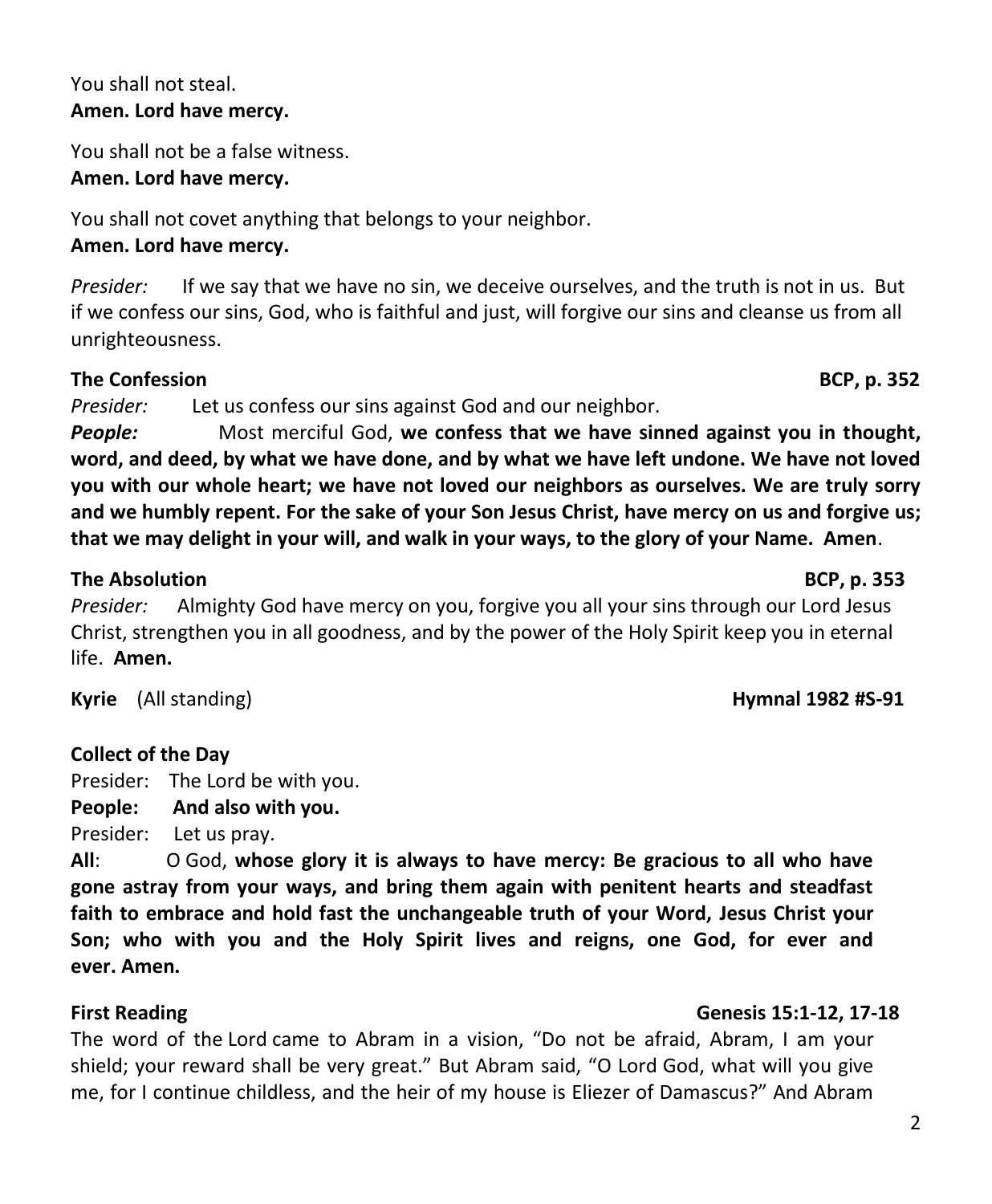You shall not steal.
**Amen. Lord have mercy.**

You shall not be a false witness.
**Amen. Lord have mercy.**

You shall not covet anything that belongs to your neighbor.
**Amen. Lord have mercy.**

*Presider:* If we say that we have no sin, we deceive ourselves, and the truth is not in us. But if we confess our sins, God, who is faithful and just, will forgive our sins and cleanse us from all unrighteousness.

**The Confession** **BCP, p. 352**

*Presider:* Let us confess our sins against God and our neighbor.
***People:*** Most merciful God, **we confess that we have sinned against you in thought, word, and deed, by what we have done, and by what we have left undone. We have not loved you with our whole heart; we have not loved our neighbors as ourselves. We are truly sorry and we humbly repent. For the sake of your Son Jesus Christ, have mercy on us and forgive us; that we may delight in your will, and walk in your ways, to the glory of your Name. Amen**.

**The Absolution** **BCP, p. 353**

*Presider:* Almighty God have mercy on you, forgive you all your sins through our Lord Jesus Christ, strengthen you in all goodness, and by the power of the Holy Spirit keep you in eternal life. **Amen.**

**Kyrie** (All standing) **Hymnal 1982 #S-91**

**Collect of the Day**

Presider: The Lord be with you.
**People: And also with you.**
Presider: Let us pray.
**All**: O God, **whose glory it is always to have mercy: Be gracious to all who have gone astray from your ways, and bring them again with penitent hearts and steadfast faith to embrace and hold fast the unchangeable truth of your Word, Jesus Christ your Son; who with you and the Holy Spirit lives and reigns, one God, for ever and ever. Amen.**

**First Reading** **Genesis 15:1-12, 17-18**

The word of the Lord came to Abram in a vision, "Do not be afraid, Abram, I am your shield; your reward shall be very great." But Abram said, "O Lord God, what will you give me, for I continue childless, and the heir of my house is Eliezer of Damascus?" And Abram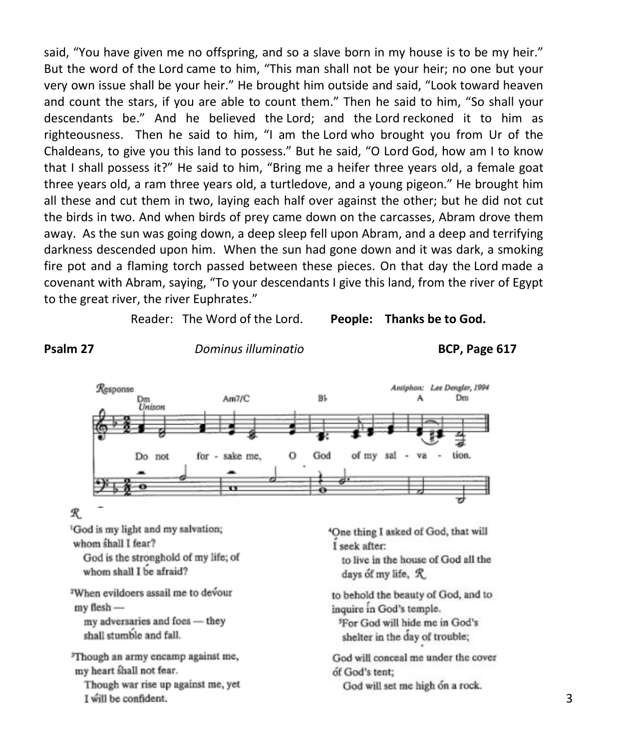said, "You have given me no offspring, and so a slave born in my house is to be my heir." But the word of the Lord came to him, "This man shall not be your heir; no one but your very own issue shall be your heir." He brought him outside and said, "Look toward heaven and count the stars, if you are able to count them." Then he said to him, "So shall your descendants be." And he believed the Lord; and the Lord reckoned it to him as righteousness. Then he said to him, "I am the Lord who brought you from Ur of the Chaldeans, to give you this land to possess." But he said, "O Lord God, how am I to know that I shall possess it?" He said to him, "Bring me a heifer three years old, a female goat three years old, a ram three years old, a turtledove, and a young pigeon." He brought him all these and cut them in two, laying each half over against the other; but he did not cut the birds in two. And when birds of prey came down on the carcasses, Abram drove them away. As the sun was going down, a deep sleep fell upon Abram, and a deep and terrifying darkness descended upon him. When the sun had gone down and it was dark, a smoking fire pot and a flaming torch passed between these pieces. On that day the Lord made a covenant with Abram, saying, "To your descendants I give this land, from the river of Egypt to the great river, the river Euphrates."

Reader: The Word of the Lord. **People: Thanks be to God.**

**Psalm 27** *Dominus illuminatio* **BCP, Page 617**

Response — Antiphon: Lee Dengler, 1994

Do not forsake me, O God of my salvation.

R.

[1]God is my light and my salvation; whom shall I fear?
God is the stronghold of my life; of whom shall I be afraid?

[2]When evildoers assail me to devour my flesh —
my adversaries and foes — they shall stumble and fall.

[3]Though an army encamp against me, my heart shall not fear.
Though war rise up against me, yet I will be confident.

[4]One thing I asked of God, that will I seek after:
to live in the house of God all the days of my life, R.

to behold the beauty of God, and to inquire in God's temple.
[5]For God will hide me in God's shelter in the day of trouble;

God will conceal me under the cover of God's tent;
God will set me high on a rock.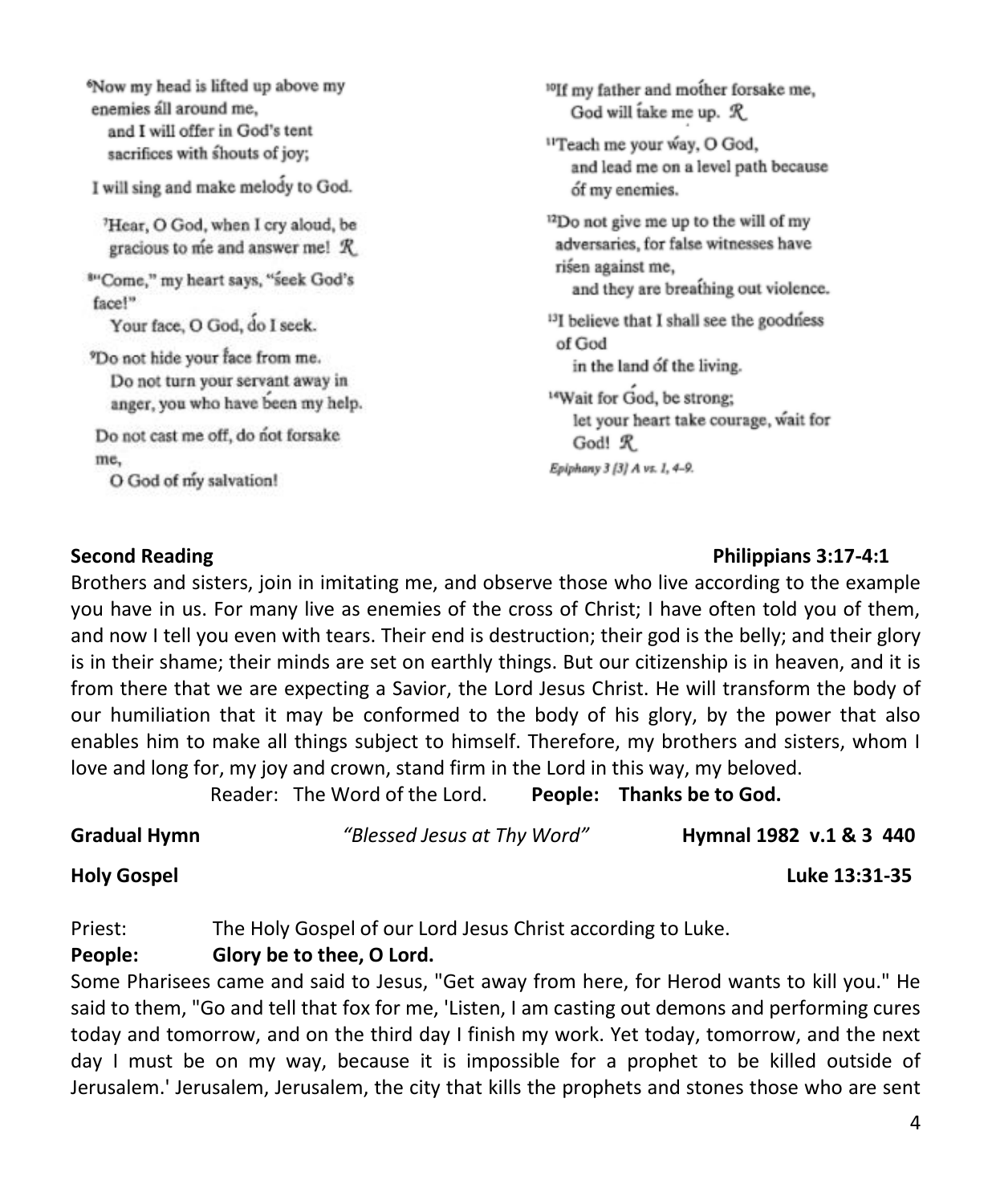[6]Now my head is lifted up above my enemies áll around me,
and I will offer in God's tent sacrifices with śhouts of joy;

I will sing and make melody to God.

[7]Hear, O God, when I cry aloud, be gracious to me and answer me! ℟

[8]"Come," my heart says, "śeek God's face!"
Your face, O God, dó I seek.

[9]Do not hide your face from me.
Do not turn your servant away in anger, you who have been my help.

Do not cast me off, do not forsake me,
O God of my salvation!

[10]If my father and mother forsake me,
God will take me up. ℟

[11]Teach me your way, O God,
and lead me on a level path because óf my enemies.

[12]Do not give me up to the will of my adversaries, for false witnesses have riśen against me,
and they are breathing out violence.

[13]I believe that I shall see the goodness of God
in the land óf the living.

[14]Wait for God, be strong;
let your heart take courage, wait for God! ℟

*Epiphany 3 [3] A vs. 1, 4–9.*

**Second Reading** **Philippians 3:17-4:1**

Brothers and sisters, join in imitating me, and observe those who live according to the example you have in us. For many live as enemies of the cross of Christ; I have often told you of them, and now I tell you even with tears. Their end is destruction; their god is the belly; and their glory is in their shame; their minds are set on earthly things. But our citizenship is in heaven, and it is from there that we are expecting a Savior, the Lord Jesus Christ. He will transform the body of our humiliation that it may be conformed to the body of his glory, by the power that also enables him to make all things subject to himself. Therefore, my brothers and sisters, whom I love and long for, my joy and crown, stand firm in the Lord in this way, my beloved.

Reader: The Word of the Lord. **People: Thanks be to God.**

**Gradual Hymn** *"Blessed Jesus at Thy Word"* **Hymnal 1982 v.1 & 3 440**

**Holy Gospel** **Luke 13:31-35**

Priest: The Holy Gospel of our Lord Jesus Christ according to Luke.
**People: Glory be to thee, O Lord.**

Some Pharisees came and said to Jesus, "Get away from here, for Herod wants to kill you." He said to them, "Go and tell that fox for me, 'Listen, I am casting out demons and performing cures today and tomorrow, and on the third day I finish my work. Yet today, tomorrow, and the next day I must be on my way, because it is impossible for a prophet to be killed outside of Jerusalem.' Jerusalem, Jerusalem, the city that kills the prophets and stones those who are sent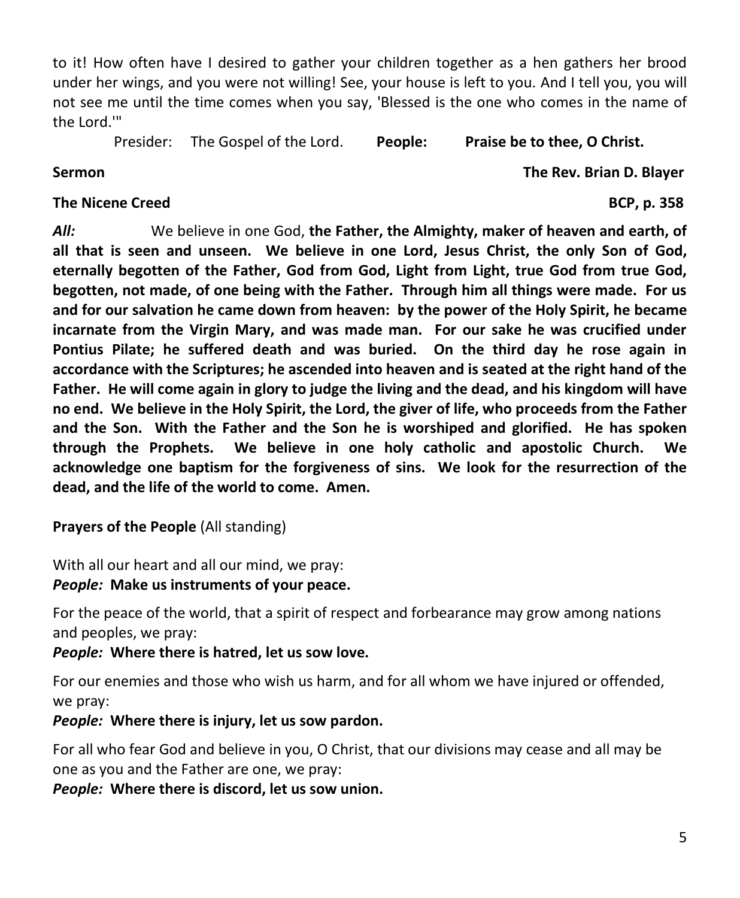to it! How often have I desired to gather your children together as a hen gathers her brood under her wings, and you were not willing! See, your house is left to you. And I tell you, you will not see me until the time comes when you say, 'Blessed is the one who comes in the name of the Lord.'"

Presider: The Gospel of the Lord. **People: Praise be to thee, O Christ.**

**Sermon** **The Rev. Brian D. Blayer**

**The Nicene Creed** **BCP, p. 358**

***All:*** We believe in one God, **the Father, the Almighty, maker of heaven and earth, of all that is seen and unseen. We believe in one Lord, Jesus Christ, the only Son of God, eternally begotten of the Father, God from God, Light from Light, true God from true God, begotten, not made, of one being with the Father. Through him all things were made. For us and for our salvation he came down from heaven: by the power of the Holy Spirit, he became incarnate from the Virgin Mary, and was made man. For our sake he was crucified under Pontius Pilate; he suffered death and was buried. On the third day he rose again in accordance with the Scriptures; he ascended into heaven and is seated at the right hand of the Father. He will come again in glory to judge the living and the dead, and his kingdom will have no end. We believe in the Holy Spirit, the Lord, the giver of life, who proceeds from the Father and the Son. With the Father and the Son he is worshiped and glorified. He has spoken through the Prophets. We believe in one holy catholic and apostolic Church. We acknowledge one baptism for the forgiveness of sins. We look for the resurrection of the dead, and the life of the world to come. Amen.**

**Prayers of the People** (All standing)

With all our heart and all our mind, we pray:
***People:*** **Make us instruments of your peace.**

For the peace of the world, that a spirit of respect and forbearance may grow among nations and peoples, we pray:
***People:*** **Where there is hatred, let us sow love.**

For our enemies and those who wish us harm, and for all whom we have injured or offended, we pray:
***People:*** **Where there is injury, let us sow pardon.**

For all who fear God and believe in you, O Christ, that our divisions may cease and all may be one as you and the Father are one, we pray:
***People:*** **Where there is discord, let us sow union.**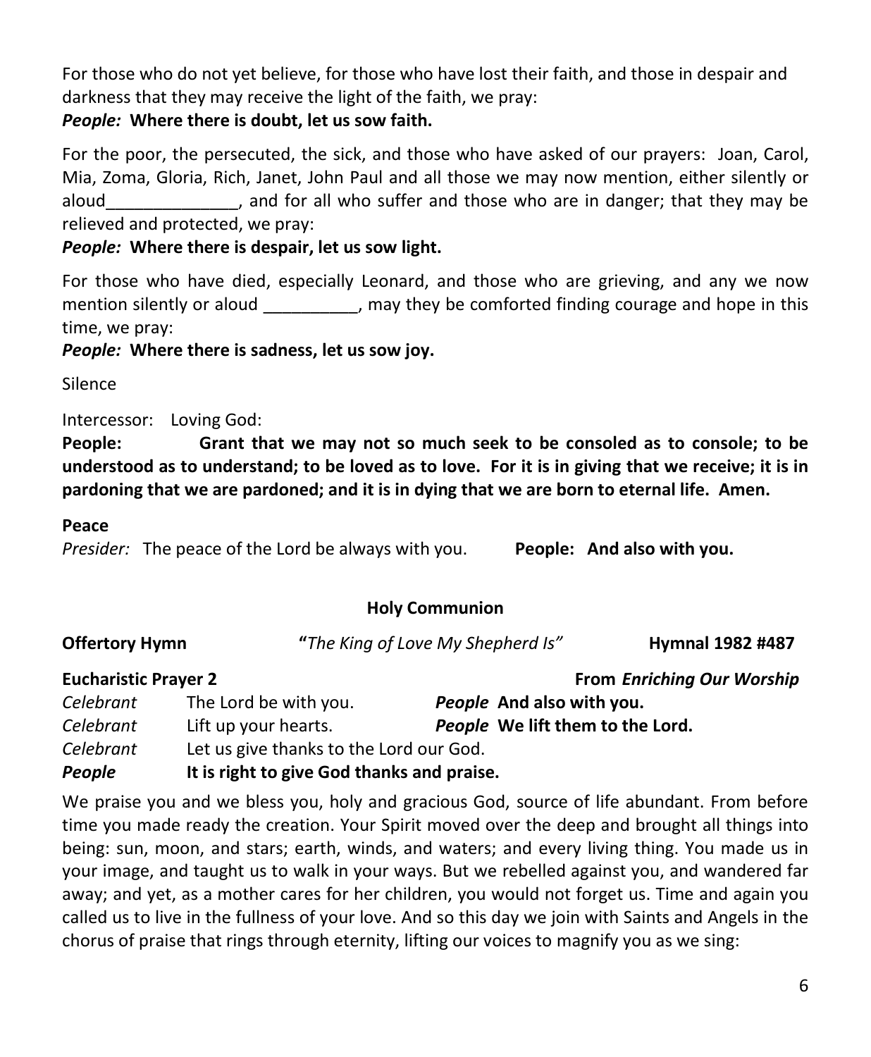For those who do not yet believe, for those who have lost their faith, and those in despair and darkness that they may receive the light of the faith, we pray:

***People:*** **Where there is doubt, let us sow faith.**

For the poor, the persecuted, the sick, and those who have asked of our prayers: Joan, Carol, Mia, Zoma, Gloria, Rich, Janet, John Paul and all those we may now mention, either silently or aloud______________, and for all who suffer and those who are in danger; that they may be relieved and protected, we pray:

***People:*** **Where there is despair, let us sow light.**

For those who have died, especially Leonard, and those who are grieving, and any we now mention silently or aloud __________, may they be comforted finding courage and hope in this time, we pray:

***People:*** **Where there is sadness, let us sow joy.**

Silence

Intercessor: Loving God:

**People: Grant that we may not so much seek to be consoled as to console; to be understood as to understand; to be loved as to love. For it is in giving that we receive; it is in pardoning that we are pardoned; and it is in dying that we are born to eternal life. Amen.**

**Peace**

*Presider:* The peace of the Lord be always with you. **People: And also with you.**

## Holy Communion

**Offertory Hymn** **"***The King of Love My Shepherd Is"* **Hymnal 1982 #487**

**Eucharistic Prayer 2** **From *Enriching Our Worship***

*Celebrant* The Lord be with you. ***People*** **And also with you.**

*Celebrant* Lift up your hearts. ***People*** **We lift them to the Lord.**

*Celebrant* Let us give thanks to the Lord our God.

***People*** **It is right to give God thanks and praise.**

We praise you and we bless you, holy and gracious God, source of life abundant. From before time you made ready the creation. Your Spirit moved over the deep and brought all things into being: sun, moon, and stars; earth, winds, and waters; and every living thing. You made us in your image, and taught us to walk in your ways. But we rebelled against you, and wandered far away; and yet, as a mother cares for her children, you would not forget us. Time and again you called us to live in the fullness of your love. And so this day we join with Saints and Angels in the chorus of praise that rings through eternity, lifting our voices to magnify you as we sing: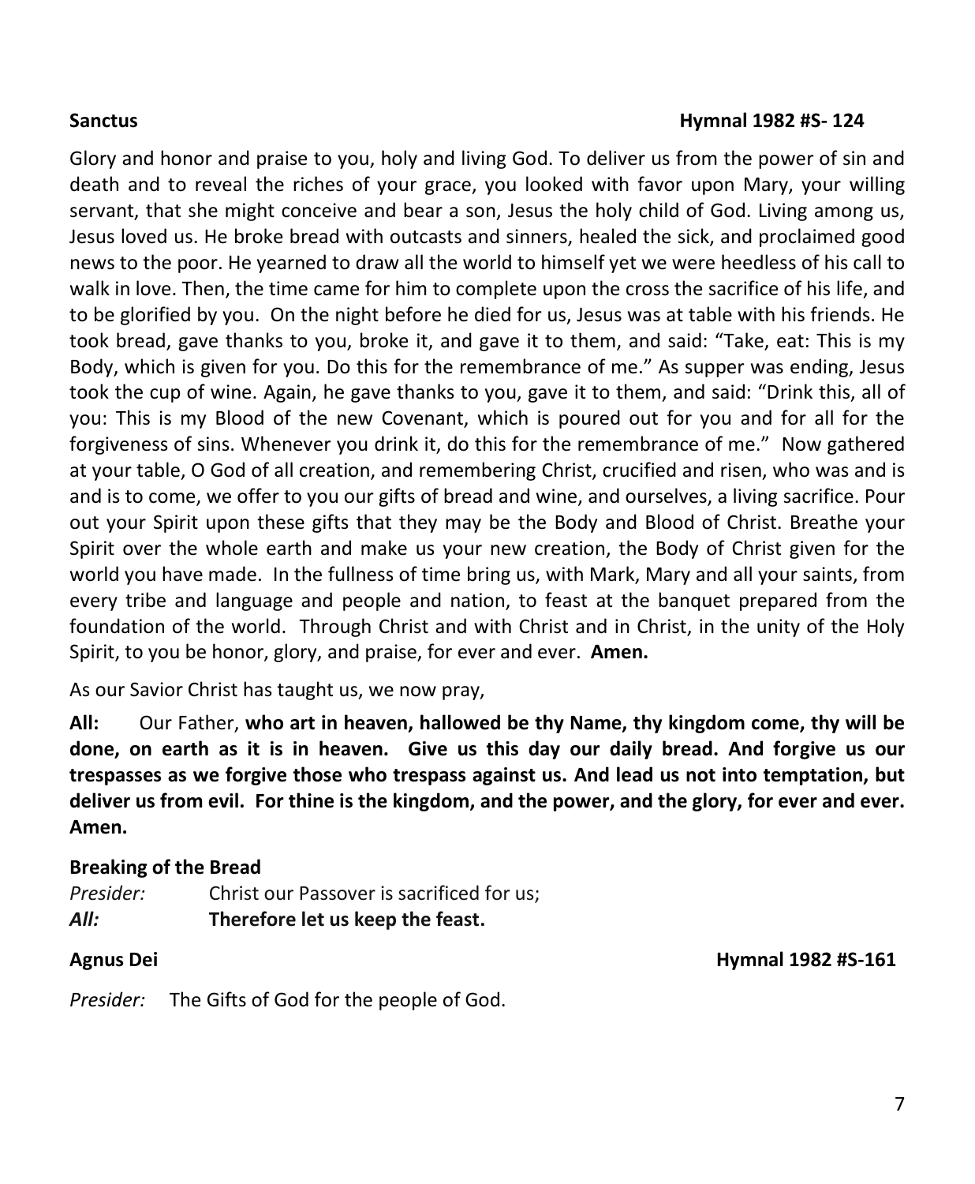**Sanctus** **Hymnal 1982 #S- 124**

Glory and honor and praise to you, holy and living God. To deliver us from the power of sin and death and to reveal the riches of your grace, you looked with favor upon Mary, your willing servant, that she might conceive and bear a son, Jesus the holy child of God. Living among us, Jesus loved us. He broke bread with outcasts and sinners, healed the sick, and proclaimed good news to the poor. He yearned to draw all the world to himself yet we were heedless of his call to walk in love. Then, the time came for him to complete upon the cross the sacrifice of his life, and to be glorified by you. On the night before he died for us, Jesus was at table with his friends. He took bread, gave thanks to you, broke it, and gave it to them, and said: "Take, eat: This is my Body, which is given for you. Do this for the remembrance of me." As supper was ending, Jesus took the cup of wine. Again, he gave thanks to you, gave it to them, and said: "Drink this, all of you: This is my Blood of the new Covenant, which is poured out for you and for all for the forgiveness of sins. Whenever you drink it, do this for the remembrance of me." Now gathered at your table, O God of all creation, and remembering Christ, crucified and risen, who was and is and is to come, we offer to you our gifts of bread and wine, and ourselves, a living sacrifice. Pour out your Spirit upon these gifts that they may be the Body and Blood of Christ. Breathe your Spirit over the whole earth and make us your new creation, the Body of Christ given for the world you have made. In the fullness of time bring us, with Mark, Mary and all your saints, from every tribe and language and people and nation, to feast at the banquet prepared from the foundation of the world. Through Christ and with Christ and in Christ, in the unity of the Holy Spirit, to you be honor, glory, and praise, for ever and ever. **Amen.**

As our Savior Christ has taught us, we now pray,

**All:** Our Father, **who art in heaven, hallowed be thy Name, thy kingdom come, thy will be done, on earth as it is in heaven. Give us this day our daily bread. And forgive us our trespasses as we forgive those who trespass against us. And lead us not into temptation, but deliver us from evil. For thine is the kingdom, and the power, and the glory, for ever and ever. Amen.**

**Breaking of the Bread**

*Presider:* Christ our Passover is sacrificed for us;
***All:*** **Therefore let us keep the feast.**

**Agnus Dei** **Hymnal 1982 #S-161**

*Presider:* The Gifts of God for the people of God.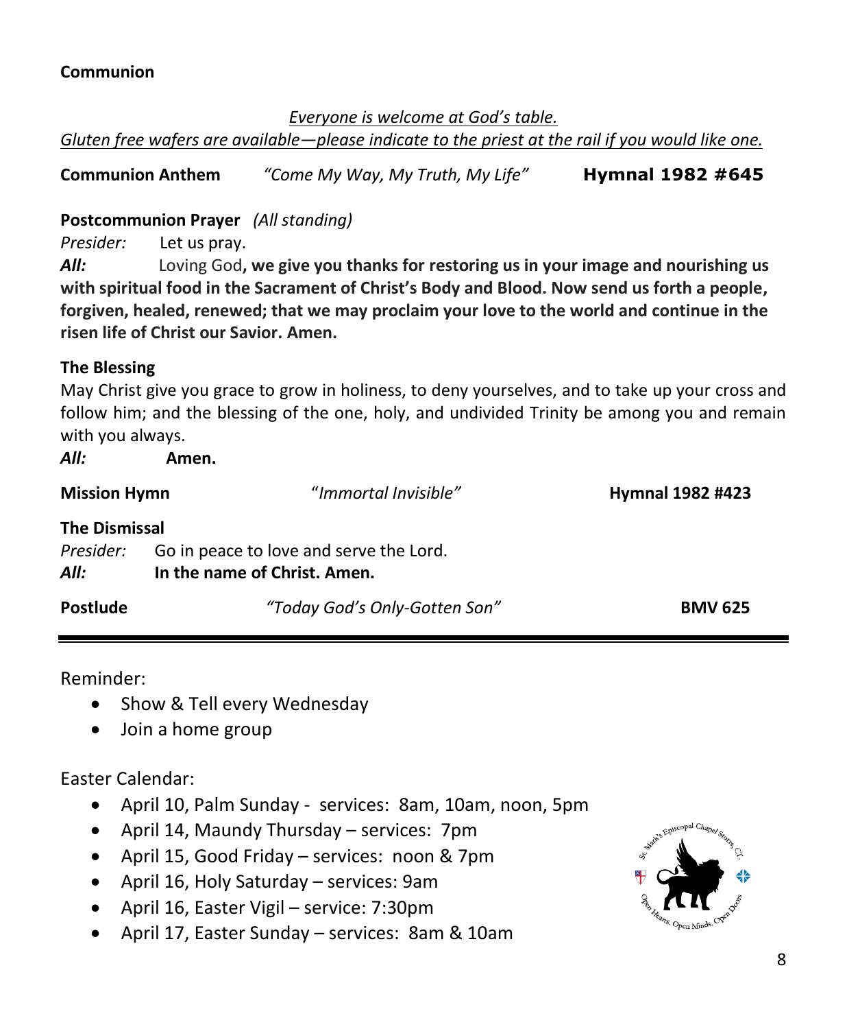**Communion**

*Everyone is welcome at God's table.*
*Gluten free wafers are available—please indicate to the priest at the rail if you would like one.*

**Communion Anthem** *"Come My Way, My Truth, My Life"* **Hymnal 1982 #645**

**Postcommunion Prayer** *(All standing)*

*Presider:* Let us pray.

***All:*** Loving God**, we give you thanks for restoring us in your image and nourishing us with spiritual food in the Sacrament of Christ's Body and Blood. Now send us forth a people, forgiven, healed, renewed; that we may proclaim your love to the world and continue in the risen life of Christ our Savior. Amen.**

**The Blessing**

May Christ give you grace to grow in holiness, to deny yourselves, and to take up your cross and follow him; and the blessing of the one, holy, and undivided Trinity be among you and remain with you always.

***All:*** **Amen.**

**Mission Hymn** "*Immortal Invisible"* **Hymnal 1982 #423**

**The Dismissal**

*Presider:* Go in peace to love and serve the Lord.

***All:*** **In the name of Christ. Amen.**

**Postlude** *"Today God's Only-Gotten Son"* **BMV 625**

---

Reminder:

- Show & Tell every Wednesday
- Join a home group

Easter Calendar:

- April 10, Palm Sunday - services: 8am, 10am, noon, 5pm
- April 14, Maundy Thursday – services: 7pm
- April 15, Good Friday – services: noon & 7pm
- April 16, Holy Saturday – services: 9am
- April 16, Easter Vigil – service: 7:30pm
- April 17, Easter Sunday – services: 8am & 10am